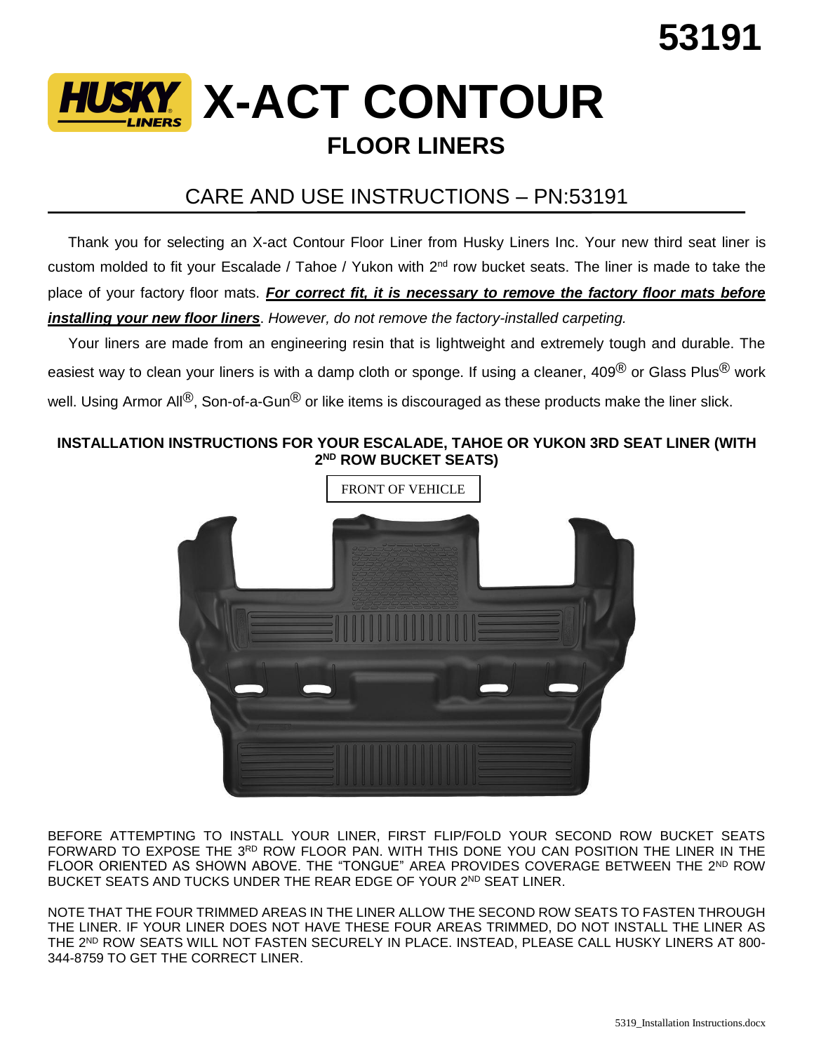53191

# HUSKY LINERS X-ACT CONTOUR

## FLOOR LINERS

## CARE AND USE INSTRUCTIONS – PN:53191

Thank you for selecting an X-act Contour Floor Liner from Husky Liners Inc. Your new third seat liner is custom molded to fit your Escalade / Tahoe / Yukon with 2nd row bucket seats. The liner is made to take the place of your factory floor mats. ***For correct fit, it is necessary to remove the factory floor mats before installing your new floor liners****. However, do not remove the factory-installed carpeting.*

Your liners are made from an engineering resin that is lightweight and extremely tough and durable. The easiest way to clean your liners is with a damp cloth or sponge. If using a cleaner, 409® or Glass Plus® work well. Using Armor All®, Son-of-a-Gun® or like items is discouraged as these products make the liner slick.

**INSTALLATION INSTRUCTIONS FOR YOUR ESCALADE, TAHOE OR YUKON 3RD SEAT LINER (WITH 2ND ROW BUCKET SEATS)**

FRONT OF VEHICLE

BEFORE ATTEMPTING TO INSTALL YOUR LINER, FIRST FLIP/FOLD YOUR SECOND ROW BUCKET SEATS FORWARD TO EXPOSE THE 3RD ROW FLOOR PAN. WITH THIS DONE YOU CAN POSITION THE LINER IN THE FLOOR ORIENTED AS SHOWN ABOVE. THE "TONGUE" AREA PROVIDES COVERAGE BETWEEN THE 2ND ROW BUCKET SEATS AND TUCKS UNDER THE REAR EDGE OF YOUR 2ND SEAT LINER.

NOTE THAT THE FOUR TRIMMED AREAS IN THE LINER ALLOW THE SECOND ROW SEATS TO FASTEN THROUGH THE LINER. IF YOUR LINER DOES NOT HAVE THESE FOUR AREAS TRIMMED, DO NOT INSTALL THE LINER AS THE 2ND ROW SEATS WILL NOT FASTEN SECURELY IN PLACE. INSTEAD, PLEASE CALL HUSKY LINERS AT 800-344-8759 TO GET THE CORRECT LINER.

5319_Installation Instructions.docx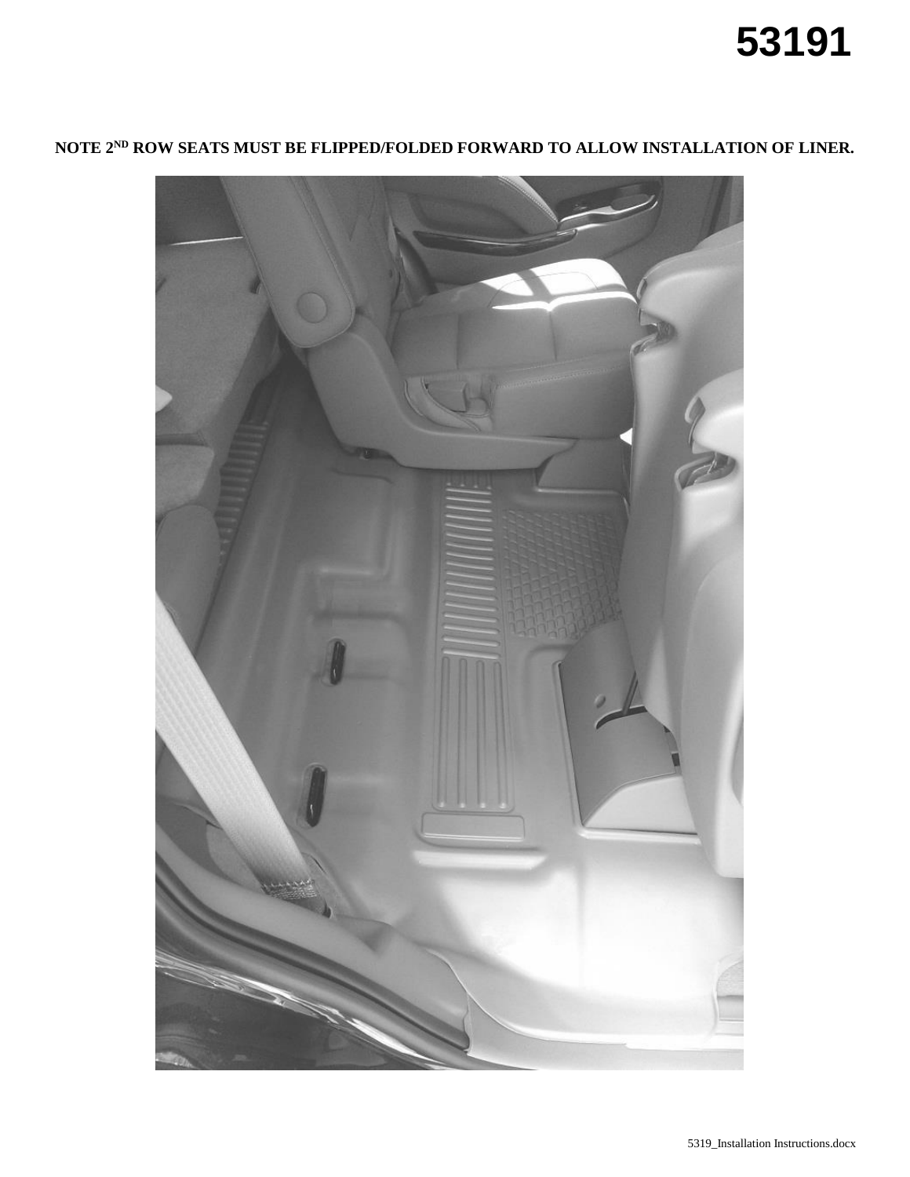# 53191

**NOTE 2ND ROW SEATS MUST BE FLIPPED/FOLDED FORWARD TO ALLOW INSTALLATION OF LINER.**

5319_Installation Instructions.docx